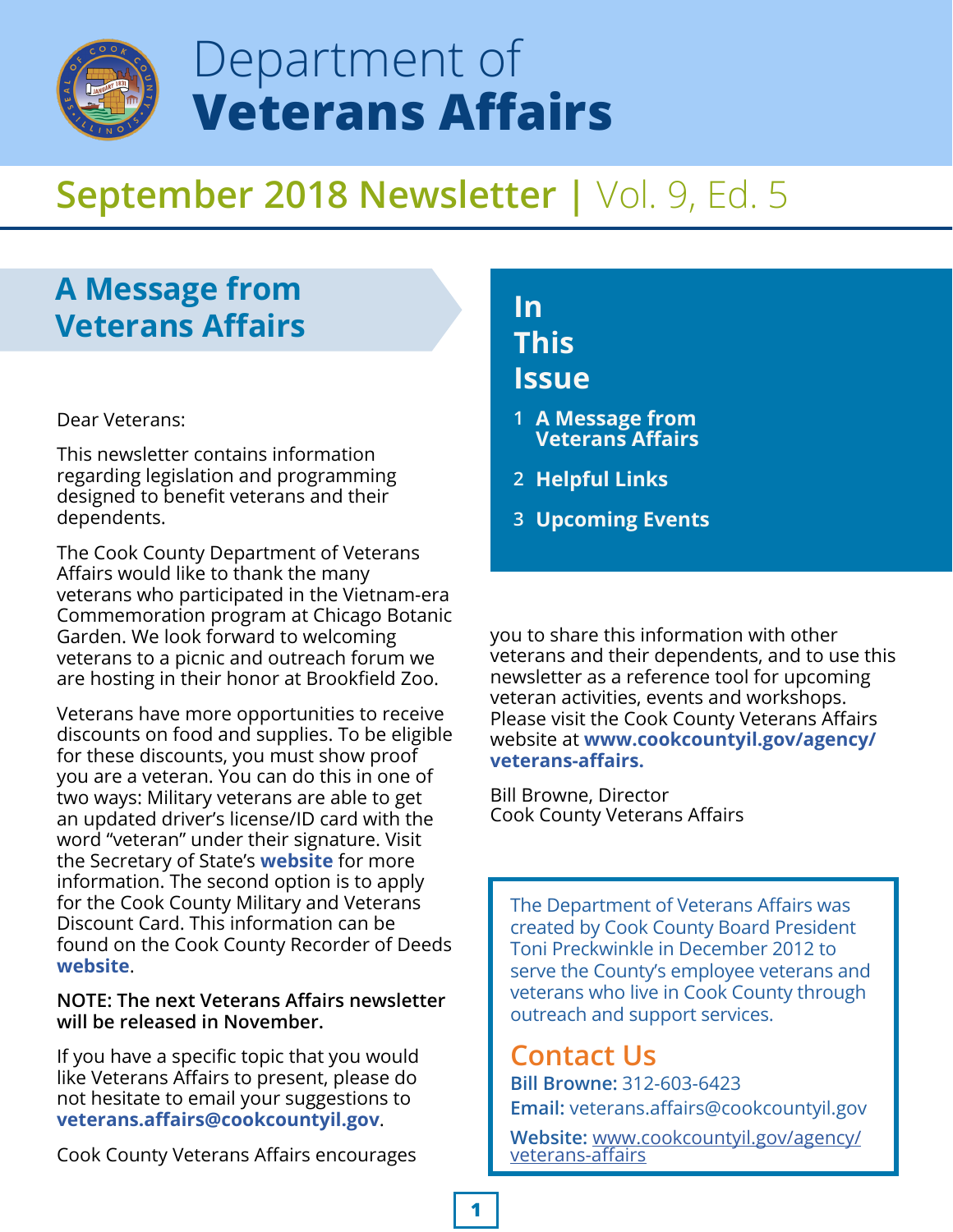# Department of **Veterans Affairs**

## September 2018 Newsletter | Vol. 9, Ed. 5

## A Message from Veterans Affairs

Dear Veterans:

This newsletter contains information regarding legislation and programming designed to benefit veterans and their dependents.

The Cook County Department of Veterans Affairs would like to thank the many veterans who participated in the Vietnam-era Commemoration program at Chicago Botanic Garden. We look forward to welcoming veterans to a picnic and outreach forum we are hosting in their honor at Brookfield Zoo.

Veterans have more opportunities to receive discounts on food and supplies. To be eligible for these discounts, you must show proof you are a veteran. You can do this in one of two ways: Military veterans are able to get an updated driver's license/ID card with the word "veteran" under their signature. Visit the Secretary of State's **website** for more information. The second option is to apply for the Cook County Military and Veterans Discount Card. This information can be found on the Cook County Recorder of Deeds **website**.

**NOTE: The next Veterans Affairs newsletter will be released in November.**

If you have a specific topic that you would like Veterans Affairs to present, please do not hesitate to email your suggestions to **veterans.affairs@cookcountyil.gov**.

Cook County Veterans Affairs encourages you to share this information with other veterans and their dependents, and to use this newsletter as a reference tool for upcoming veteran activities, events and workshops. Please visit the Cook County Veterans Affairs website at **www.cookcountyil.gov/agency/veterans-affairs.**

Bill Browne, Director
Cook County Veterans Affairs

## In This Issue

1. **A Message from Veterans Affairs**
2. **Helpful Links**
3. **Upcoming Events**

The Department of Veterans Affairs was created by Cook County Board President Toni Preckwinkle in December 2012 to serve the County's employee veterans and veterans who live in Cook County through outreach and support services.

## Contact Us

**Bill Browne:** 312-603-6423

**Email:** veterans.affairs@cookcountyil.gov

**Website:** www.cookcountyil.gov/agency/veterans-affairs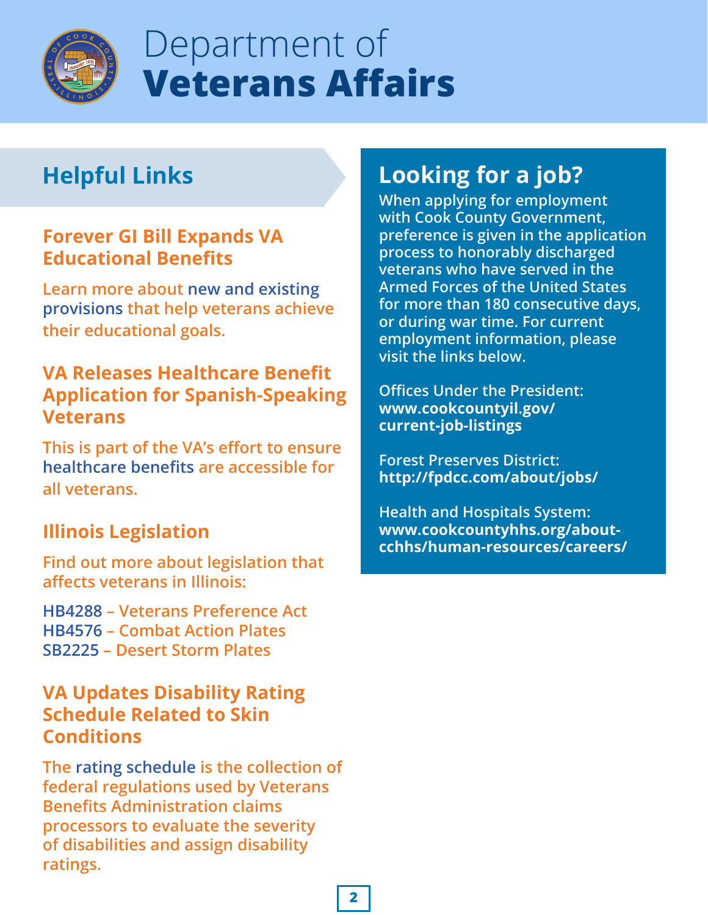# Department of **Veterans Affairs**

## Helpful Links

### Forever GI Bill Expands VA Educational Benefits

Learn more about new and existing provisions that help veterans achieve their educational goals.

### VA Releases Healthcare Benefit Application for Spanish-Speaking Veterans

This is part of the VA's effort to ensure healthcare benefits are accessible for all veterans.

### Illinois Legislation

Find out more about legislation that affects veterans in Illinois:

HB4288 – Veterans Preference Act
HB4576 – Combat Action Plates
SB2225 – Desert Storm Plates

### VA Updates Disability Rating Schedule Related to Skin Conditions

The rating schedule is the collection of federal regulations used by Veterans Benefits Administration claims processors to evaluate the severity of disabilities and assign disability ratings.

## Looking for a job?

When applying for employment with Cook County Government, preference is given in the application process to honorably discharged veterans who have served in the Armed Forces of the United States for more than 180 consecutive days, or during war time. For current employment information, please visit the links below.

Offices Under the President:
**www.cookcountyil.gov/current-job-listings**

Forest Preserves District:
**http://fpdcc.com/about/jobs/**

Health and Hospitals System:
**www.cookcountyhhs.org/about-cchhs/human-resources/careers/**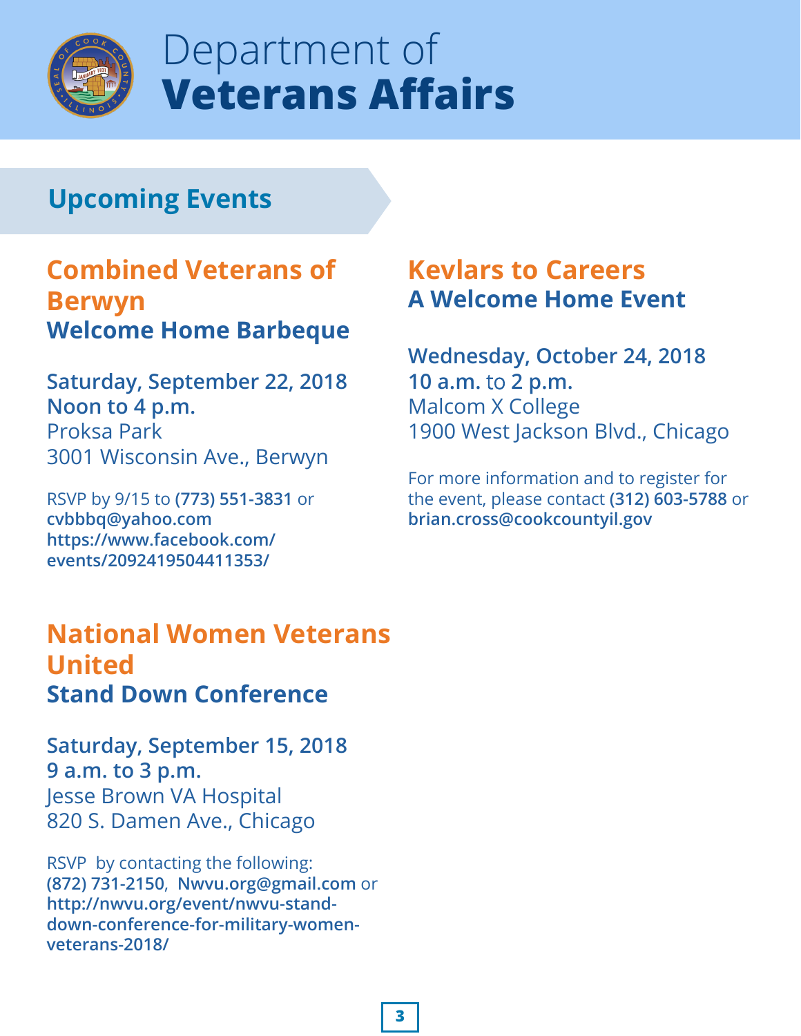# Department of **Veterans Affairs**

## Upcoming Events

### Combined Veterans of Berwyn
**Welcome Home Barbeque**

**Saturday, September 22, 2018**
**Noon to 4 p.m.**
Proksa Park
3001 Wisconsin Ave., Berwyn

RSVP by 9/15 to **(773) 551-3831** or **cvbbbq@yahoo.com** **https://www.facebook.com/events/2092419504411353/**

### National Women Veterans United
**Stand Down Conference**

**Saturday, September 15, 2018**
**9 a.m. to 3 p.m.**
Jesse Brown VA Hospital
820 S. Damen Ave., Chicago

RSVP by contacting the following: **(872) 731-2150**, **Nwvu.org@gmail.com** or **http://nwvu.org/event/nwvu-stand-down-conference-for-military-women-veterans-2018/**

### Kevlars to Careers
**A Welcome Home Event**

**Wednesday, October 24, 2018**
**10 a.m.** to **2 p.m.**
Malcom X College
1900 West Jackson Blvd., Chicago

For more information and to register for the event, please contact **(312) 603-5788** or **brian.cross@cookcountyil.gov**